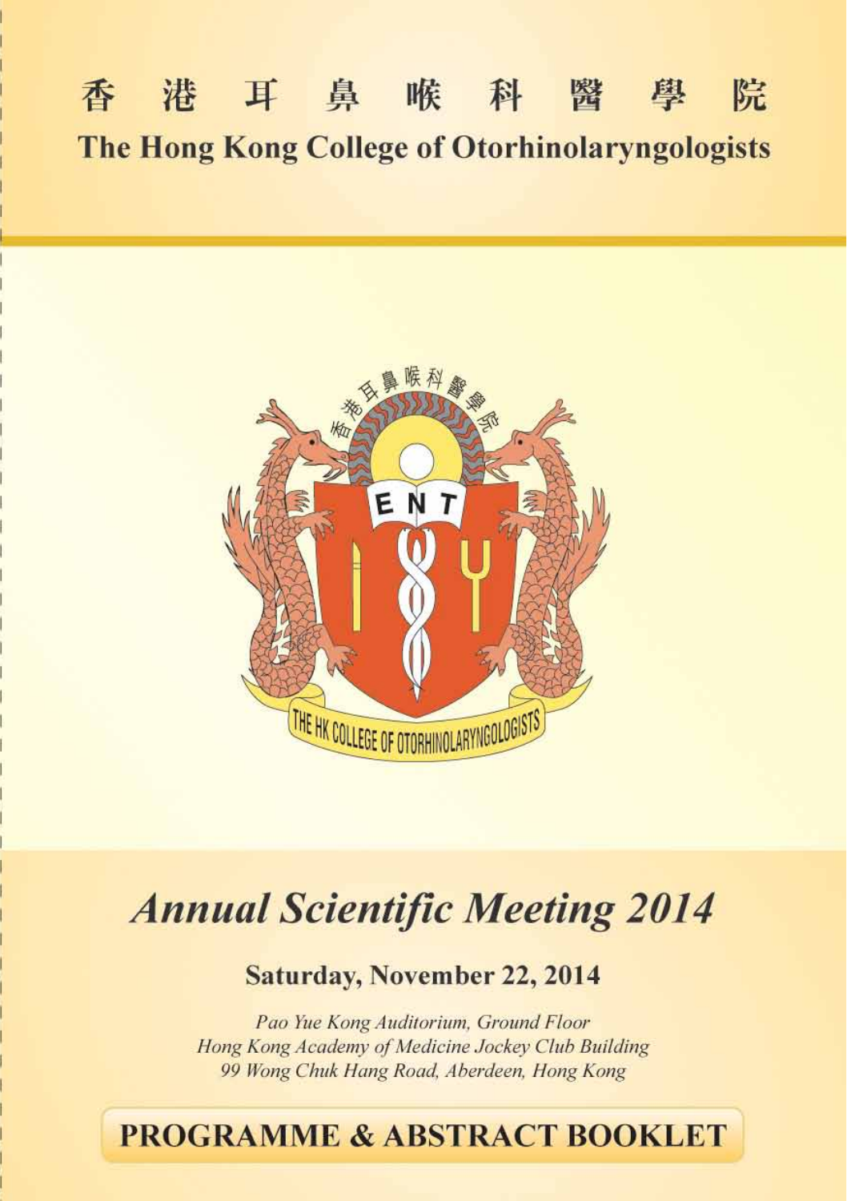# 香 港 耳 鼻 喉 科 醫 學 院

# The Hong Kong College of Otorhinolaryngologists

## *Annual Scientific Meeting 2014*

### Saturday, November 22, 2014

*Pao Yue Kong Auditorium, Ground Floor*
*Hong Kong Academy of Medicine Jockey Club Building*
*99 Wong Chuk Hang Road, Aberdeen, Hong Kong*

**PROGRAMME & ABSTRACT BOOKLET**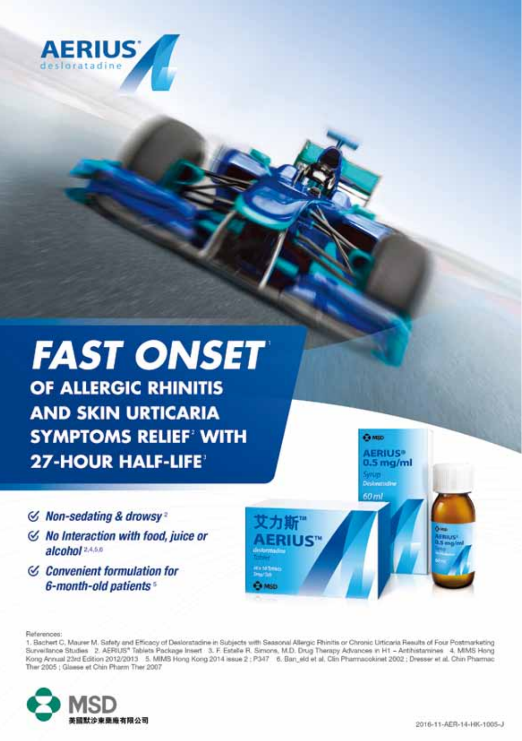# AERIUS®

desloratadine

## FAST ONSET[1]

### OF ALLERGIC RHINITIS AND SKIN URTICARIA SYMPTOMS RELIEF[2] WITH 27-HOUR HALF-LIFE[3]

- *Non-sedating & drowsy*[2]
- *No Interaction with food, juice or alcohol*[2,4,5,6]
- *Convenient formulation for 6-month-old patients*[5]

References:

1. Bachert C, Maurer M. Safety and Efficacy of Desloratadine in Subjects with Seasonal Allergic Rhinitis or Chronic Urticaria Results of Four Postmarketing Surveillance Studies 2. AERIUS® Tablets Package Insert 3. F. Estelle R. Simons, M.D. Drug Therapy Advances in H1 – Antihistamines 4. MIMS Hong Kong Annual 23rd Edition 2012/2013 5. MIMS Hong Kong 2014 issue 2 ; P347 6. Ban_eld et al. Clin Pharmacokinet 2002 ; Dresser et al. Chin Pharmac Ther 2005 ; Glaese et Chin Pharm Ther 2007

MSD
美國默沙東藥廠有限公司

2016-11-AER-14-HK-1005-J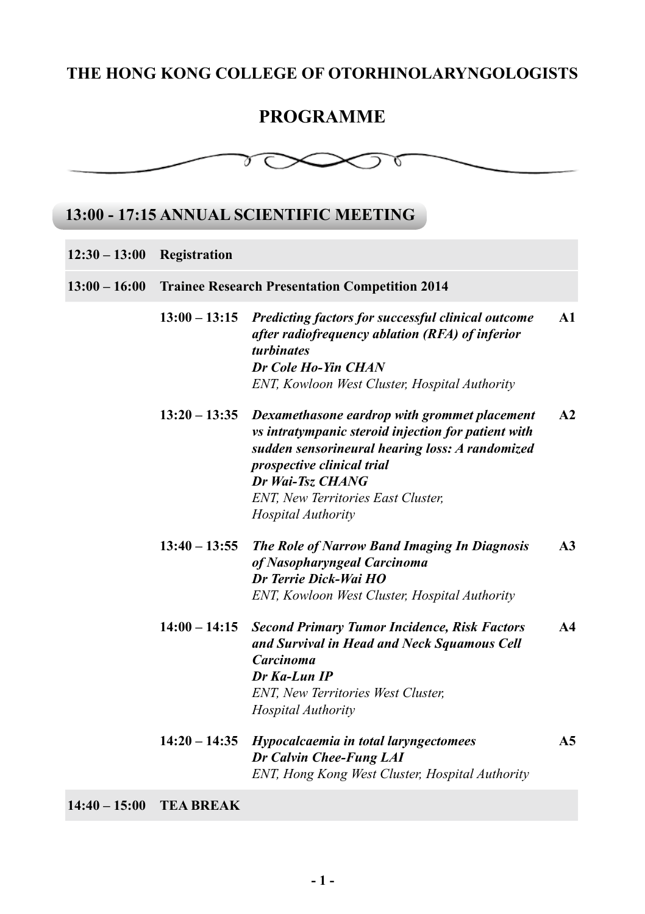# THE HONG KONG COLLEGE OF OTORHINOLARYNGOLOGISTS

# PROGRAMME

## 13:00 - 17:15 ANNUAL SCIENTIFIC MEETING

| | | | |
|---|---|---|---|
| **12:30 – 13:00** | **Registration** | | |
| **13:00 – 16:00** | **Trainee Research Presentation Competition 2014** | | |
| | **13:00 – 13:15** | ***Predicting factors for successful clinical outcome after radiofrequency ablation (RFA) of inferior turbinates*** <br> ***Dr Cole Ho-Yin CHAN*** <br> *ENT, Kowloon West Cluster, Hospital Authority* | **A1** |
| | **13:20 – 13:35** | ***Dexamethasone eardrop with grommet placement vs intratympanic steroid injection for patient with sudden sensorineural hearing loss: A randomized prospective clinical trial*** <br> ***Dr Wai-Tsz CHANG*** <br> *ENT, New Territories East Cluster, Hospital Authority* | **A2** |
| | **13:40 – 13:55** | ***The Role of Narrow Band Imaging In Diagnosis of Nasopharyngeal Carcinoma*** <br> ***Dr Terrie Dick-Wai HO*** <br> *ENT, Kowloon West Cluster, Hospital Authority* | **A3** |
| | **14:00 – 14:15** | ***Second Primary Tumor Incidence, Risk Factors and Survival in Head and Neck Squamous Cell Carcinoma*** <br> ***Dr Ka-Lun IP*** <br> *ENT, New Territories West Cluster, Hospital Authority* | **A4** |
| | **14:20 – 14:35** | ***Hypocalcaemia in total laryngectomees*** <br> ***Dr Calvin Chee-Fung LAI*** <br> *ENT, Hong Kong West Cluster, Hospital Authority* | **A5** |
| **14:40 – 15:00** | **TEA BREAK** | | |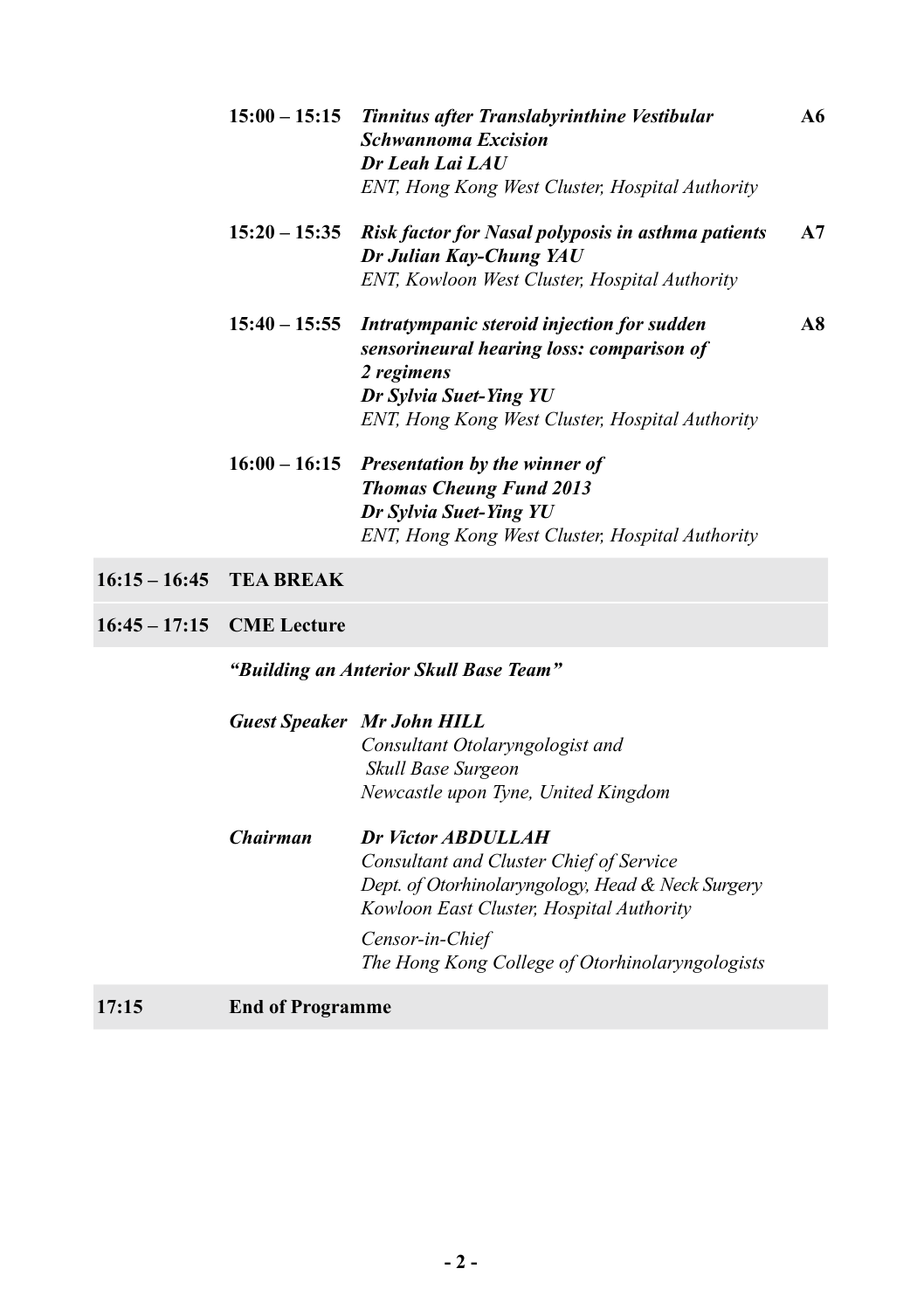**15:00 – 15:15** ***Tinnitus after Translabyrinthine Vestibular Schwannoma Excision*** **A6**
***Dr Leah Lai LAU***
*ENT, Hong Kong West Cluster, Hospital Authority*

**15:20 – 15:35** ***Risk factor for Nasal polyposis in asthma patients*** **A7**
***Dr Julian Kay-Chung YAU***
*ENT, Kowloon West Cluster, Hospital Authority*

**15:40 – 15:55** ***Intratympanic steroid injection for sudden sensorineural hearing loss: comparison of 2 regimens*** **A8**
***Dr Sylvia Suet-Ying YU***
*ENT, Hong Kong West Cluster, Hospital Authority*

**16:00 – 16:15** ***Presentation by the winner of Thomas Cheung Fund 2013***
***Dr Sylvia Suet-Ying YU***
*ENT, Hong Kong West Cluster, Hospital Authority*

**16:15 – 16:45 TEA BREAK**

**16:45 – 17:15 CME Lecture**

***"Building an Anterior Skull Base Team"***

***Guest Speaker*** ***Mr John HILL***
*Consultant Otolaryngologist and Skull Base Surgeon*
*Newcastle upon Tyne, United Kingdom*

***Chairman*** ***Dr Victor ABDULLAH***
*Consultant and Cluster Chief of Service*
*Dept. of Otorhinolaryngology, Head & Neck Surgery*
*Kowloon East Cluster, Hospital Authority*

*Censor-in-Chief*
*The Hong Kong College of Otorhinolaryngologists*

**17:15 End of Programme**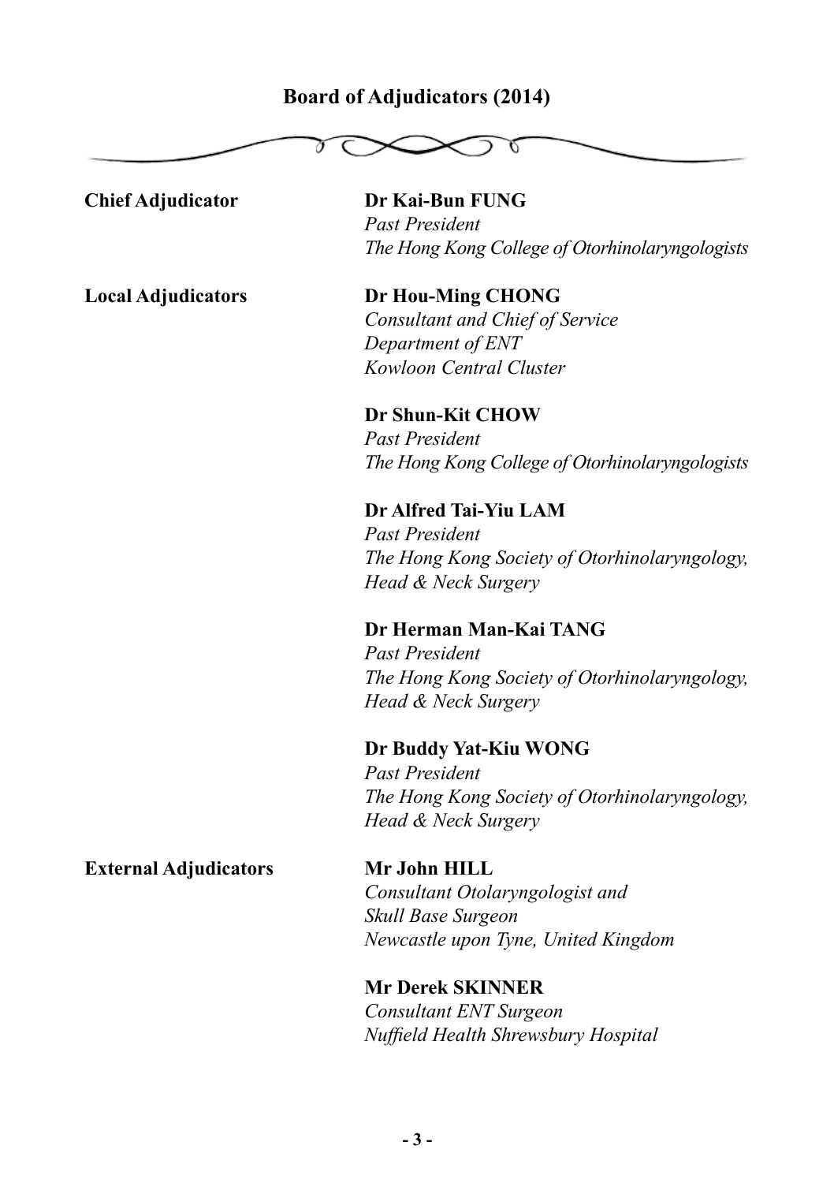# Board of Adjudicators (2014)

**Chief Adjudicator**

**Dr Kai-Bun FUNG**
*Past President*
*The Hong Kong College of Otorhinolaryngologists*

**Local Adjudicators**

**Dr Hou-Ming CHONG**
*Consultant and Chief of Service*
*Department of ENT*
*Kowloon Central Cluster*

**Dr Shun-Kit CHOW**
*Past President*
*The Hong Kong College of Otorhinolaryngologists*

**Dr Alfred Tai-Yiu LAM**
*Past President*
*The Hong Kong Society of Otorhinolaryngology, Head & Neck Surgery*

**Dr Herman Man-Kai TANG**
*Past President*
*The Hong Kong Society of Otorhinolaryngology, Head & Neck Surgery*

**Dr Buddy Yat-Kiu WONG**
*Past President*
*The Hong Kong Society of Otorhinolaryngology, Head & Neck Surgery*

**External Adjudicators**

**Mr John HILL**
*Consultant Otolaryngologist and Skull Base Surgeon*
*Newcastle upon Tyne, United Kingdom*

**Mr Derek SKINNER**
*Consultant ENT Surgeon*
*Nuffield Health Shrewsbury Hospital*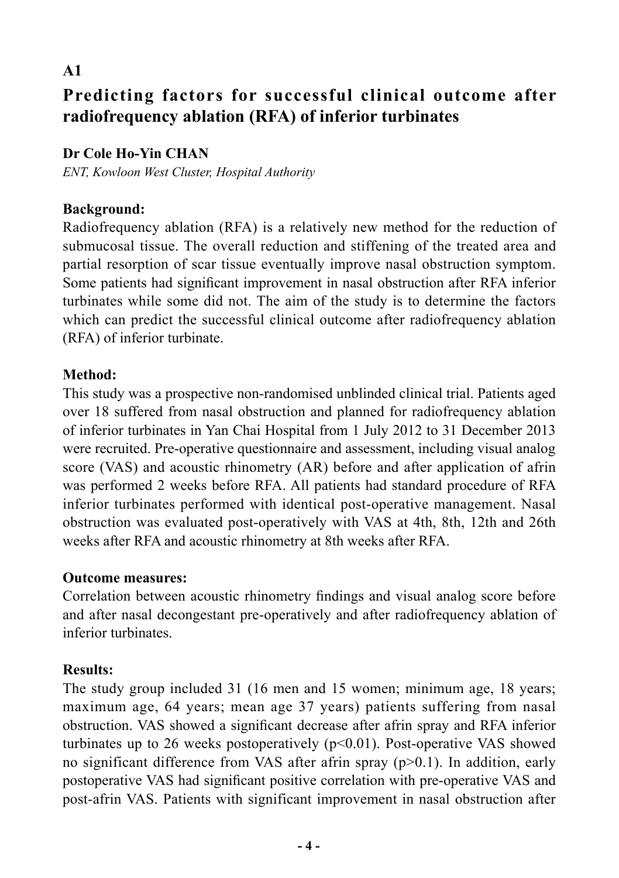**A1**

# Predicting factors for successful clinical outcome after radiofrequency ablation (RFA) of inferior turbinates

**Dr Cole Ho-Yin CHAN**

*ENT, Kowloon West Cluster, Hospital Authority*

**Background:**

Radiofrequency ablation (RFA) is a relatively new method for the reduction of submucosal tissue. The overall reduction and stiffening of the treated area and partial resorption of scar tissue eventually improve nasal obstruction symptom. Some patients had significant improvement in nasal obstruction after RFA inferior turbinates while some did not. The aim of the study is to determine the factors which can predict the successful clinical outcome after radiofrequency ablation (RFA) of inferior turbinate.

**Method:**

This study was a prospective non-randomised unblinded clinical trial. Patients aged over 18 suffered from nasal obstruction and planned for radiofrequency ablation of inferior turbinates in Yan Chai Hospital from 1 July 2012 to 31 December 2013 were recruited. Pre-operative questionnaire and assessment, including visual analog score (VAS) and acoustic rhinometry (AR) before and after application of afrin was performed 2 weeks before RFA. All patients had standard procedure of RFA inferior turbinates performed with identical post-operative management. Nasal obstruction was evaluated post-operatively with VAS at 4th, 8th, 12th and 26th weeks after RFA and acoustic rhinometry at 8th weeks after RFA.

**Outcome measures:**

Correlation between acoustic rhinometry findings and visual analog score before and after nasal decongestant pre-operatively and after radiofrequency ablation of inferior turbinates.

**Results:**

The study group included 31 (16 men and 15 women; minimum age, 18 years; maximum age, 64 years; mean age 37 years) patients suffering from nasal obstruction. VAS showed a significant decrease after afrin spray and RFA inferior turbinates up to 26 weeks postoperatively ($p<0.01$). Post-operative VAS showed no significant difference from VAS after afrin spray ($p>0.1$). In addition, early postoperative VAS had significant positive correlation with pre-operative VAS and post-afrin VAS. Patients with significant improvement in nasal obstruction after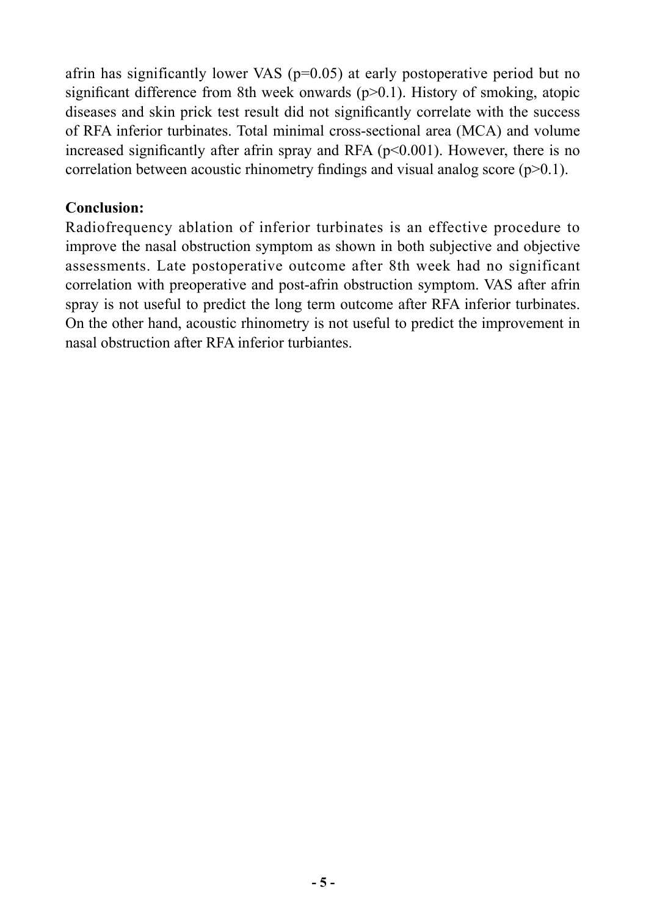afrin has significantly lower VAS ($p=0.05$) at early postoperative period but no significant difference from 8th week onwards ($p>0.1$). History of smoking, atopic diseases and skin prick test result did not significantly correlate with the success of RFA inferior turbinates. Total minimal cross-sectional area (MCA) and volume increased significantly after afrin spray and RFA ($p<0.001$). However, there is no correlation between acoustic rhinometry findings and visual analog score ($p>0.1$).

**Conclusion:**

Radiofrequency ablation of inferior turbinates is an effective procedure to improve the nasal obstruction symptom as shown in both subjective and objective assessments. Late postoperative outcome after 8th week had no significant correlation with preoperative and post-afrin obstruction symptom. VAS after afrin spray is not useful to predict the long term outcome after RFA inferior turbinates. On the other hand, acoustic rhinometry is not useful to predict the improvement in nasal obstruction after RFA inferior turbiantes.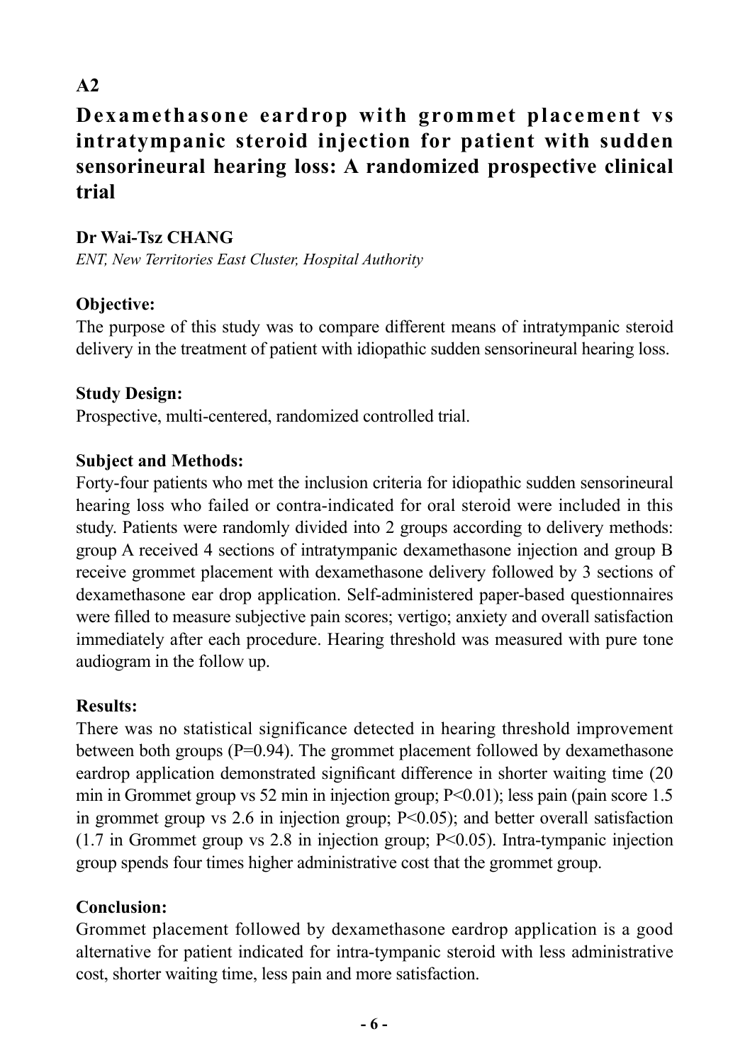**A2**

# Dexamethasone eardrop with grommet placement vs intratympanic steroid injection for patient with sudden sensorineural hearing loss: A randomized prospective clinical trial

**Dr Wai-Tsz CHANG**

*ENT, New Territories East Cluster, Hospital Authority*

**Objective:**

The purpose of this study was to compare different means of intratympanic steroid delivery in the treatment of patient with idiopathic sudden sensorineural hearing loss.

**Study Design:**

Prospective, multi-centered, randomized controlled trial.

**Subject and Methods:**

Forty-four patients who met the inclusion criteria for idiopathic sudden sensorineural hearing loss who failed or contra-indicated for oral steroid were included in this study. Patients were randomly divided into 2 groups according to delivery methods: group A received 4 sections of intratympanic dexamethasone injection and group B receive grommet placement with dexamethasone delivery followed by 3 sections of dexamethasone ear drop application. Self-administered paper-based questionnaires were filled to measure subjective pain scores; vertigo; anxiety and overall satisfaction immediately after each procedure. Hearing threshold was measured with pure tone audiogram in the follow up.

**Results:**

There was no statistical significance detected in hearing threshold improvement between both groups ($P=0.94$). The grommet placement followed by dexamethasone eardrop application demonstrated significant difference in shorter waiting time (20 min in Grommet group vs 52 min in injection group; $P<0.01$); less pain (pain score 1.5 in grommet group vs 2.6 in injection group; $P<0.05$); and better overall satisfaction (1.7 in Grommet group vs 2.8 in injection group; $P<0.05$). Intra-tympanic injection group spends four times higher administrative cost that the grommet group.

**Conclusion:**

Grommet placement followed by dexamethasone eardrop application is a good alternative for patient indicated for intra-tympanic steroid with less administrative cost, shorter waiting time, less pain and more satisfaction.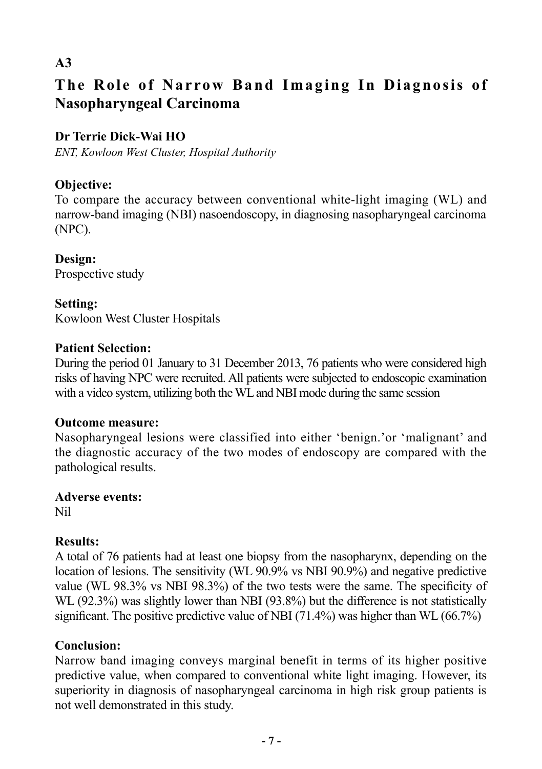**A3**

# The Role of Narrow Band Imaging In Diagnosis of Nasopharyngeal Carcinoma

**Dr Terrie Dick-Wai HO**

*ENT, Kowloon West Cluster, Hospital Authority*

**Objective:**

To compare the accuracy between conventional white-light imaging (WL) and narrow-band imaging (NBI) nasoendoscopy, in diagnosing nasopharyngeal carcinoma (NPC).

**Design:**

Prospective study

**Setting:**

Kowloon West Cluster Hospitals

**Patient Selection:**

During the period 01 January to 31 December 2013, 76 patients who were considered high risks of having NPC were recruited. All patients were subjected to endoscopic examination with a video system, utilizing both the WL and NBI mode during the same session

**Outcome measure:**

Nasopharyngeal lesions were classified into either 'benign.'or 'malignant' and the diagnostic accuracy of the two modes of endoscopy are compared with the pathological results.

**Adverse events:**

Nil

**Results:**

A total of 76 patients had at least one biopsy from the nasopharynx, depending on the location of lesions. The sensitivity (WL 90.9% vs NBI 90.9%) and negative predictive value (WL 98.3% vs NBI 98.3%) of the two tests were the same. The specificity of WL (92.3%) was slightly lower than NBI (93.8%) but the difference is not statistically significant. The positive predictive value of NBI (71.4%) was higher than WL (66.7%)

**Conclusion:**

Narrow band imaging conveys marginal benefit in terms of its higher positive predictive value, when compared to conventional white light imaging. However, its superiority in diagnosis of nasopharyngeal carcinoma in high risk group patients is not well demonstrated in this study.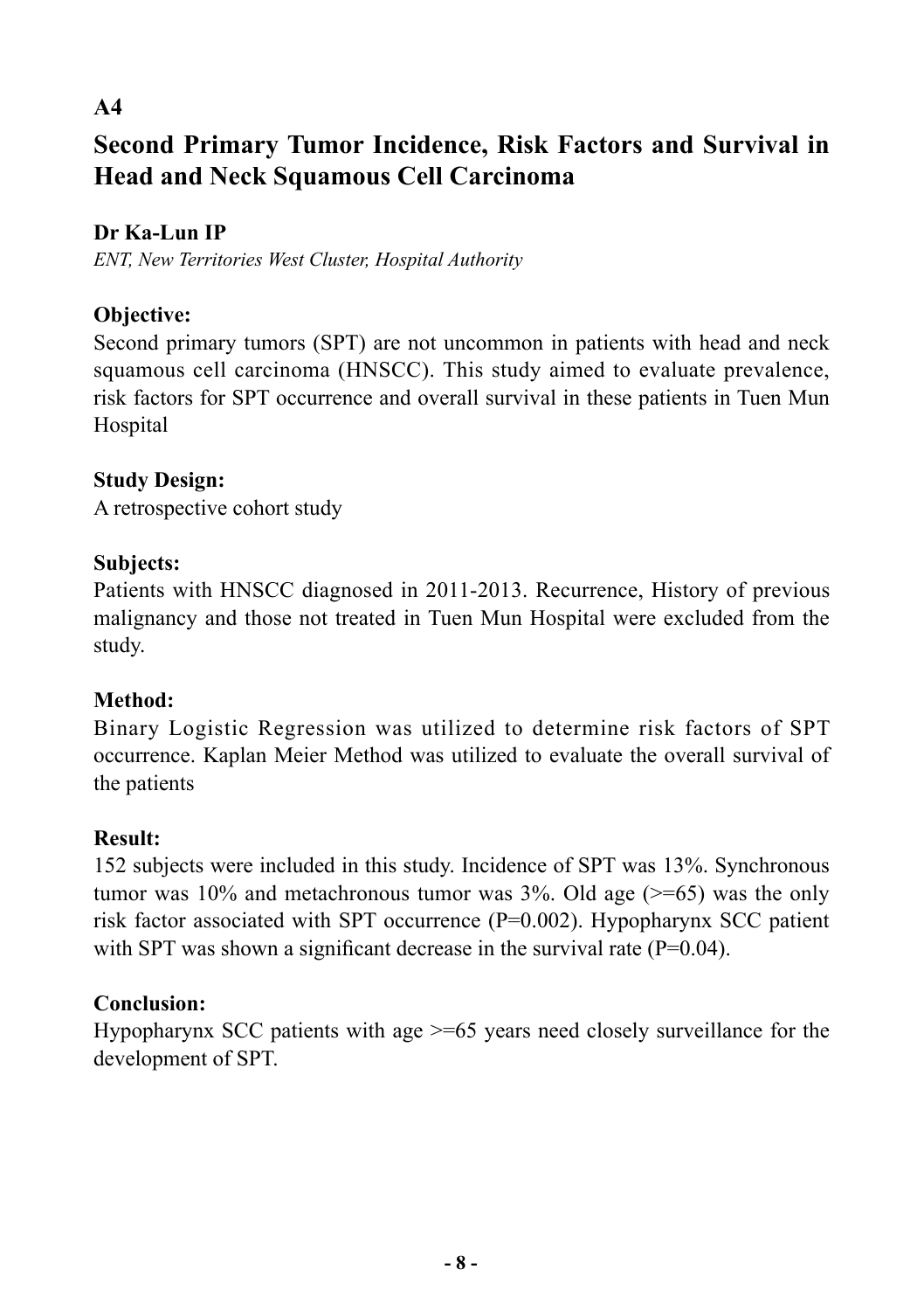**A4**

# Second Primary Tumor Incidence, Risk Factors and Survival in Head and Neck Squamous Cell Carcinoma

**Dr Ka-Lun IP**

*ENT, New Territories West Cluster, Hospital Authority*

**Objective:**

Second primary tumors (SPT) are not uncommon in patients with head and neck squamous cell carcinoma (HNSCC). This study aimed to evaluate prevalence, risk factors for SPT occurrence and overall survival in these patients in Tuen Mun Hospital

**Study Design:**

A retrospective cohort study

**Subjects:**

Patients with HNSCC diagnosed in 2011-2013. Recurrence, History of previous malignancy and those not treated in Tuen Mun Hospital were excluded from the study.

**Method:**

Binary Logistic Regression was utilized to determine risk factors of SPT occurrence. Kaplan Meier Method was utilized to evaluate the overall survival of the patients

**Result:**

152 subjects were included in this study. Incidence of SPT was 13%. Synchronous tumor was 10% and metachronous tumor was 3%. Old age (>=65) was the only risk factor associated with SPT occurrence (P=0.002). Hypopharynx SCC patient with SPT was shown a significant decrease in the survival rate (P=0.04).

**Conclusion:**

Hypopharynx SCC patients with age >=65 years need closely surveillance for the development of SPT.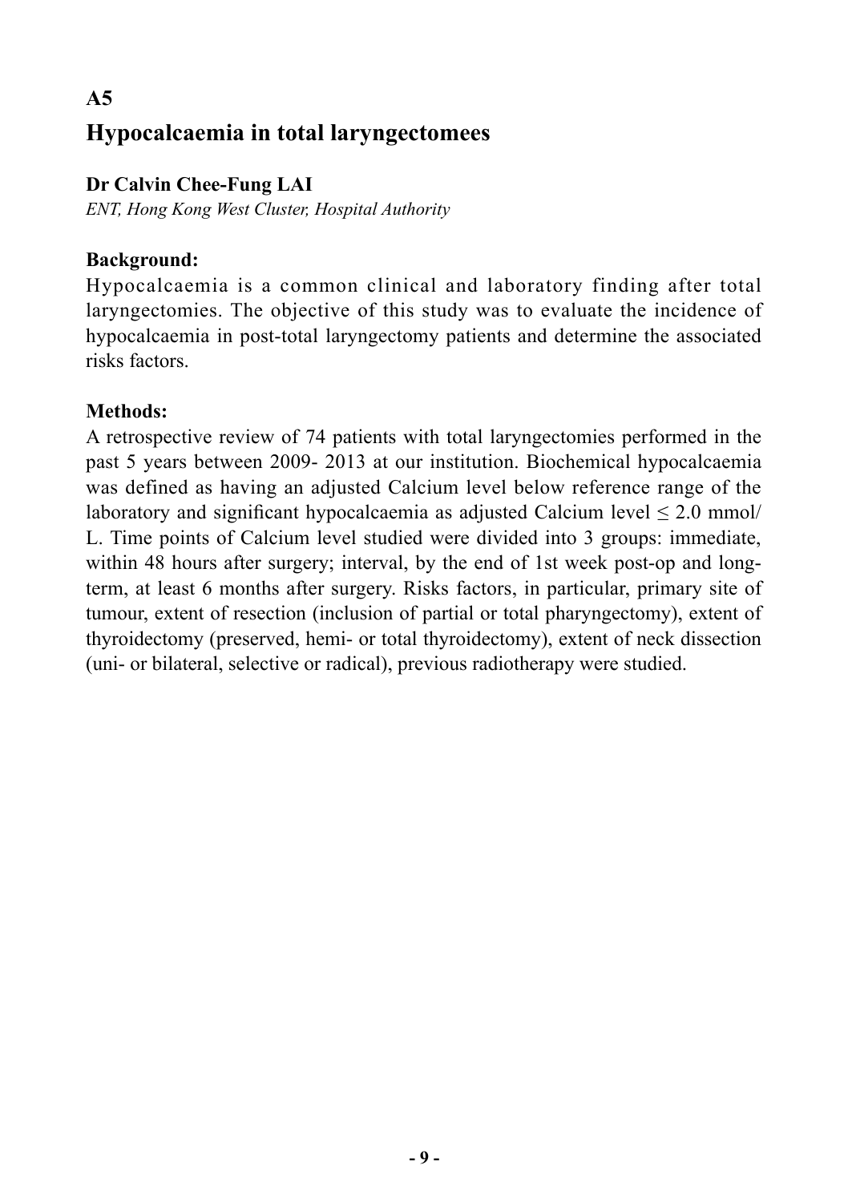# A5

## Hypocalcaemia in total laryngectomees

**Dr Calvin Chee-Fung LAI**

*ENT, Hong Kong West Cluster, Hospital Authority*

**Background:**

Hypocalcaemia is a common clinical and laboratory finding after total laryngectomies. The objective of this study was to evaluate the incidence of hypocalcaemia in post-total laryngectomy patients and determine the associated risks factors.

**Methods:**

A retrospective review of 74 patients with total laryngectomies performed in the past 5 years between 2009- 2013 at our institution. Biochemical hypocalcaemia was defined as having an adjusted Calcium level below reference range of the laboratory and significant hypocalcaemia as adjusted Calcium level $\leq$ 2.0 mmol/L. Time points of Calcium level studied were divided into 3 groups: immediate, within 48 hours after surgery; interval, by the end of 1st week post-op and long-term, at least 6 months after surgery. Risks factors, in particular, primary site of tumour, extent of resection (inclusion of partial or total pharyngectomy), extent of thyroidectomy (preserved, hemi- or total thyroidectomy), extent of neck dissection (uni- or bilateral, selective or radical), previous radiotherapy were studied.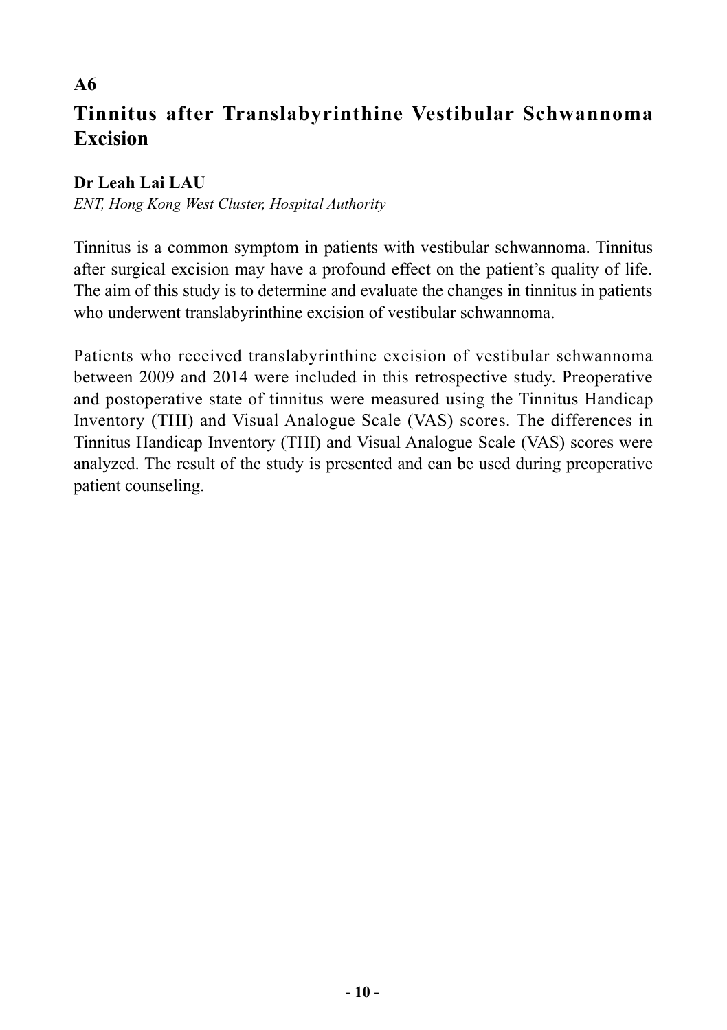**A6**

# Tinnitus after Translabyrinthine Vestibular Schwannoma Excision

**Dr Leah Lai LAU**

*ENT, Hong Kong West Cluster, Hospital Authority*

Tinnitus is a common symptom in patients with vestibular schwannoma. Tinnitus after surgical excision may have a profound effect on the patient's quality of life. The aim of this study is to determine and evaluate the changes in tinnitus in patients who underwent translabyrinthine excision of vestibular schwannoma.

Patients who received translabyrinthine excision of vestibular schwannoma between 2009 and 2014 were included in this retrospective study. Preoperative and postoperative state of tinnitus were measured using the Tinnitus Handicap Inventory (THI) and Visual Analogue Scale (VAS) scores. The differences in Tinnitus Handicap Inventory (THI) and Visual Analogue Scale (VAS) scores were analyzed. The result of the study is presented and can be used during preoperative patient counseling.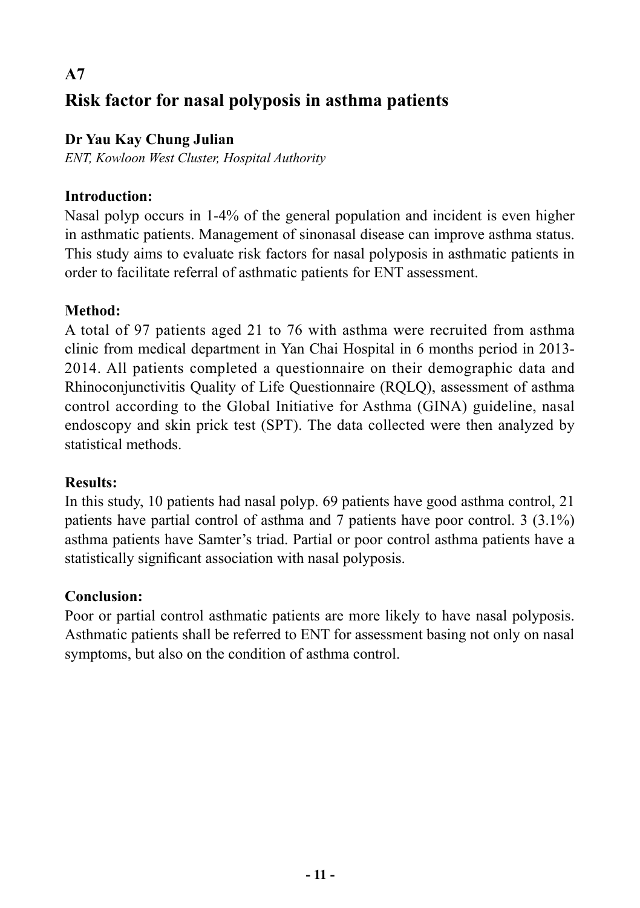## A7

# Risk factor for nasal polyposis in asthma patients

**Dr Yau Kay Chung Julian**

*ENT, Kowloon West Cluster, Hospital Authority*

### Introduction:

Nasal polyp occurs in 1-4% of the general population and incident is even higher in asthmatic patients. Management of sinonasal disease can improve asthma status. This study aims to evaluate risk factors for nasal polyposis in asthmatic patients in order to facilitate referral of asthmatic patients for ENT assessment.

### Method:

A total of 97 patients aged 21 to 76 with asthma were recruited from asthma clinic from medical department in Yan Chai Hospital in 6 months period in 2013-2014. All patients completed a questionnaire on their demographic data and Rhinoconjunctivitis Quality of Life Questionnaire (RQLQ), assessment of asthma control according to the Global Initiative for Asthma (GINA) guideline, nasal endoscopy and skin prick test (SPT). The data collected were then analyzed by statistical methods.

### Results:

In this study, 10 patients had nasal polyp. 69 patients have good asthma control, 21 patients have partial control of asthma and 7 patients have poor control. 3 (3.1%) asthma patients have Samter's triad. Partial or poor control asthma patients have a statistically significant association with nasal polyposis.

### Conclusion:

Poor or partial control asthmatic patients are more likely to have nasal polyposis. Asthmatic patients shall be referred to ENT for assessment basing not only on nasal symptoms, but also on the condition of asthma control.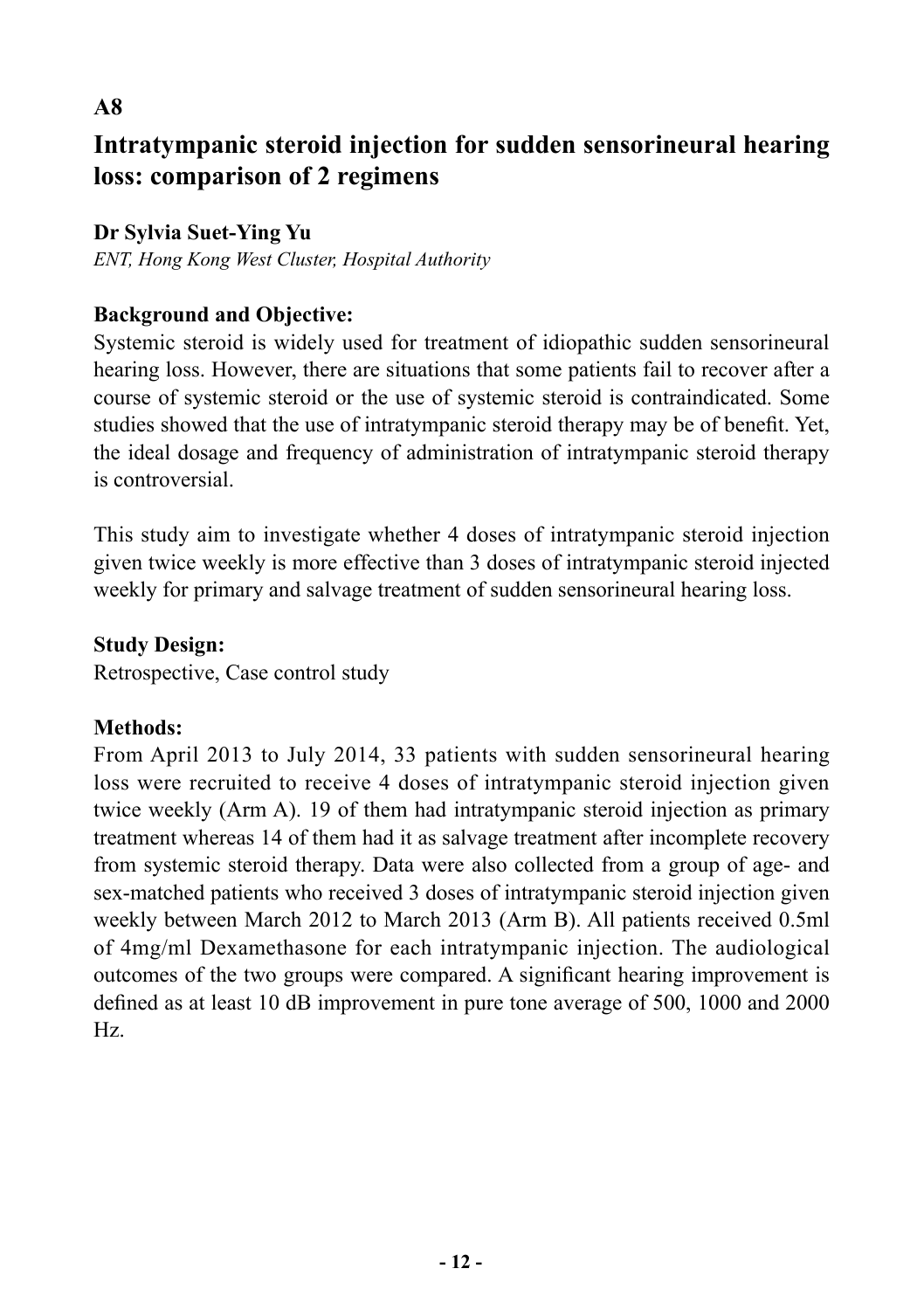**A8**

# Intratympanic steroid injection for sudden sensorineural hearing loss: comparison of 2 regimens

**Dr Sylvia Suet-Ying Yu**

*ENT, Hong Kong West Cluster, Hospital Authority*

**Background and Objective:**

Systemic steroid is widely used for treatment of idiopathic sudden sensorineural hearing loss. However, there are situations that some patients fail to recover after a course of systemic steroid or the use of systemic steroid is contraindicated. Some studies showed that the use of intratympanic steroid therapy may be of benefit. Yet, the ideal dosage and frequency of administration of intratympanic steroid therapy is controversial.

This study aim to investigate whether 4 doses of intratympanic steroid injection given twice weekly is more effective than 3 doses of intratympanic steroid injected weekly for primary and salvage treatment of sudden sensorineural hearing loss.

**Study Design:**

Retrospective, Case control study

**Methods:**

From April 2013 to July 2014, 33 patients with sudden sensorineural hearing loss were recruited to receive 4 doses of intratympanic steroid injection given twice weekly (Arm A). 19 of them had intratympanic steroid injection as primary treatment whereas 14 of them had it as salvage treatment after incomplete recovery from systemic steroid therapy. Data were also collected from a group of age- and sex-matched patients who received 3 doses of intratympanic steroid injection given weekly between March 2012 to March 2013 (Arm B). All patients received 0.5ml of 4mg/ml Dexamethasone for each intratympanic injection. The audiological outcomes of the two groups were compared. A significant hearing improvement is defined as at least 10 dB improvement in pure tone average of 500, 1000 and 2000 Hz.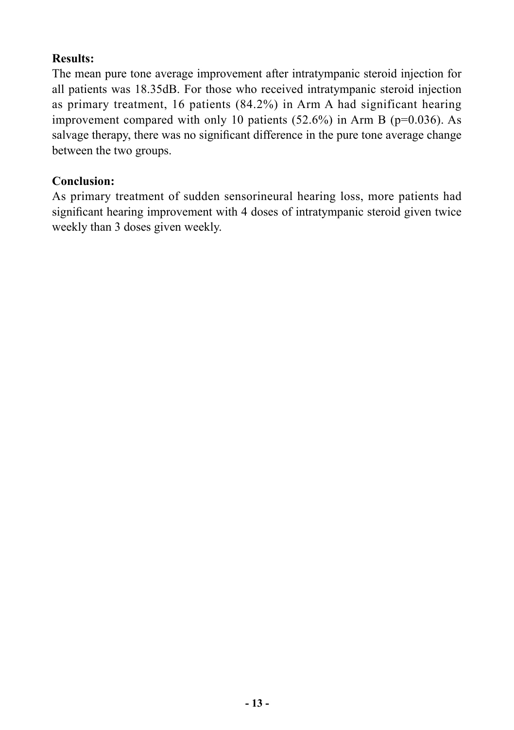**Results:**

The mean pure tone average improvement after intratympanic steroid injection for all patients was 18.35dB. For those who received intratympanic steroid injection as primary treatment, 16 patients (84.2%) in Arm A had significant hearing improvement compared with only 10 patients (52.6%) in Arm B ($p=0.036$). As salvage therapy, there was no significant difference in the pure tone average change between the two groups.

**Conclusion:**

As primary treatment of sudden sensorineural hearing loss, more patients had significant hearing improvement with 4 doses of intratympanic steroid given twice weekly than 3 doses given weekly.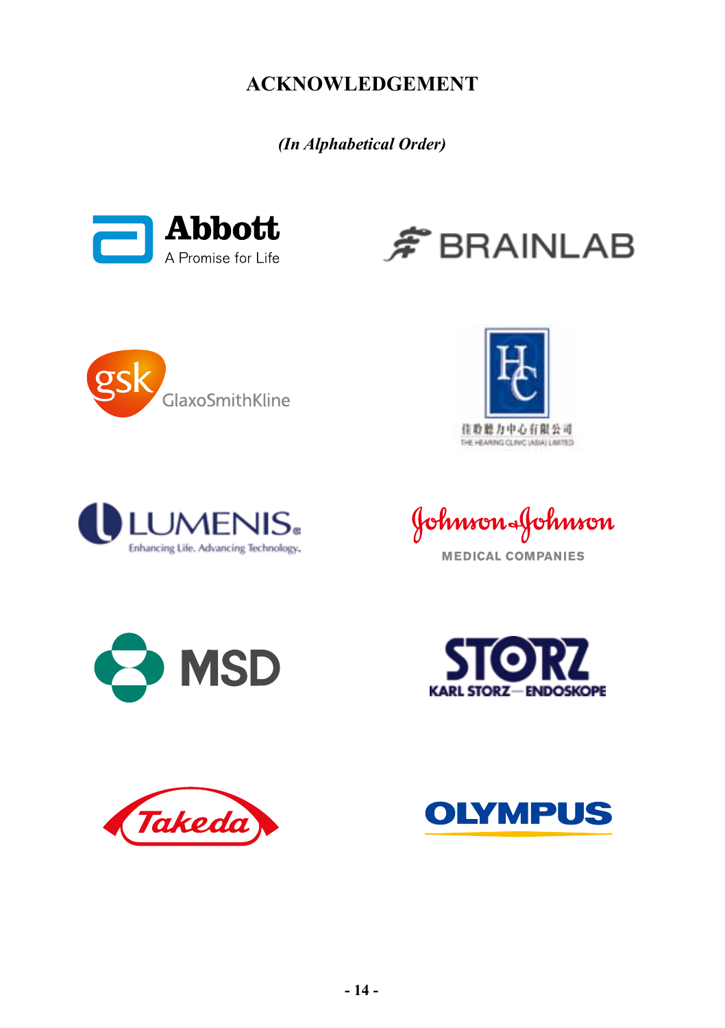# ACKNOWLEDGEMENT

*(In Alphabetical Order)*

Abbott
A Promise for Life

BRAINLAB

gsk GlaxoSmithKline

HC
佳聆聽力中心有限公司
THE HEARING CLINIC (ASIA) LIMITED

LUMENIS
Enhancing Life. Advancing Technology.

Johnson & Johnson
MEDICAL COMPANIES

MSD

STORZ
KARL STORZ — ENDOSKOPE

Takeda

OLYMPUS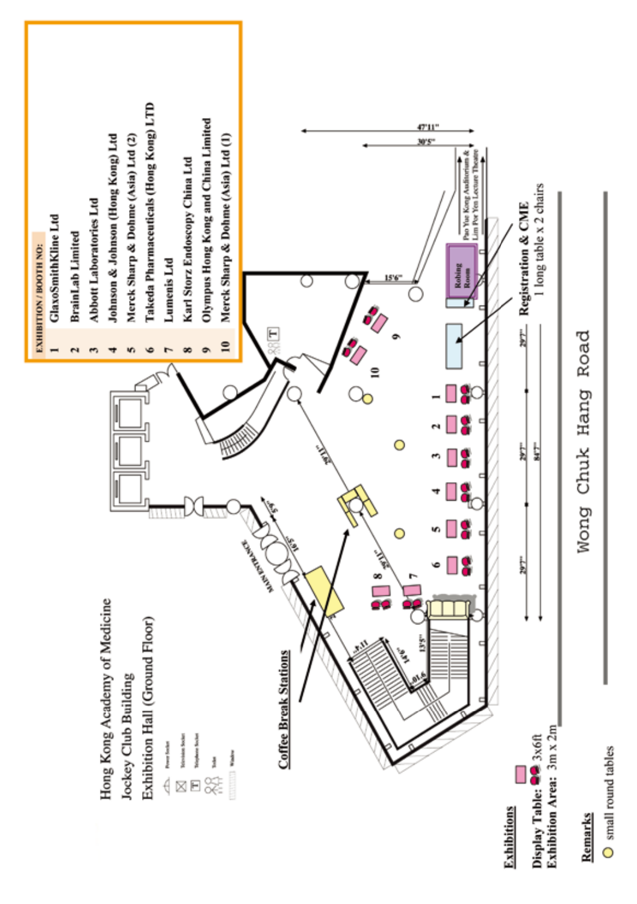# Hong Kong Academy of Medicine Jockey Club Building Exhibition Hall (Ground Floor)

| EXHIBITION / BOOTH NO: | |
|---|---|
| 1 | GlaxoSmithKline Ltd |
| 2 | BrainLab Limited |
| 3 | Abbott Laboratories Ltd |
| 4 | Johnson & Johnson (Hong Kong) Ltd |
| 5 | Merck Sharp & Dohme (Asia) Ltd (2) |
| 6 | Takeda Pharmaceuticals (Hong Kong) LTD |
| 7 | Lumenis Ltd |
| 8 | Karl Storz Endoscopy China Ltd |
| 9 | Olympus Hong Kong and China Limited |
| 10 | Merck Sharp & Dohme (Asia) Ltd (1) |

Power Socket
Television Socket
Telephone Socket
Toilet
Window

Coffee Break Stations

MAIN ENTRANCE

Robing Room

Pao Yue Kong Auditorium & Lim Por Yen Lecture Theatre

Registration & CME
1 long table x 2 chairs

Wong Chuk Hang Road

47'11" 30'5" 15'6" 29'11" 29'11" 29'7" 29'7" 29'7" 84'7" 13'5" 14'0" 9'10" 11'9" 10'5" 5'9"

**Exhibitions**

**Display Table:** 3x6ft
**Exhibition Area:** 3m x 2m

**Remarks**

small round tables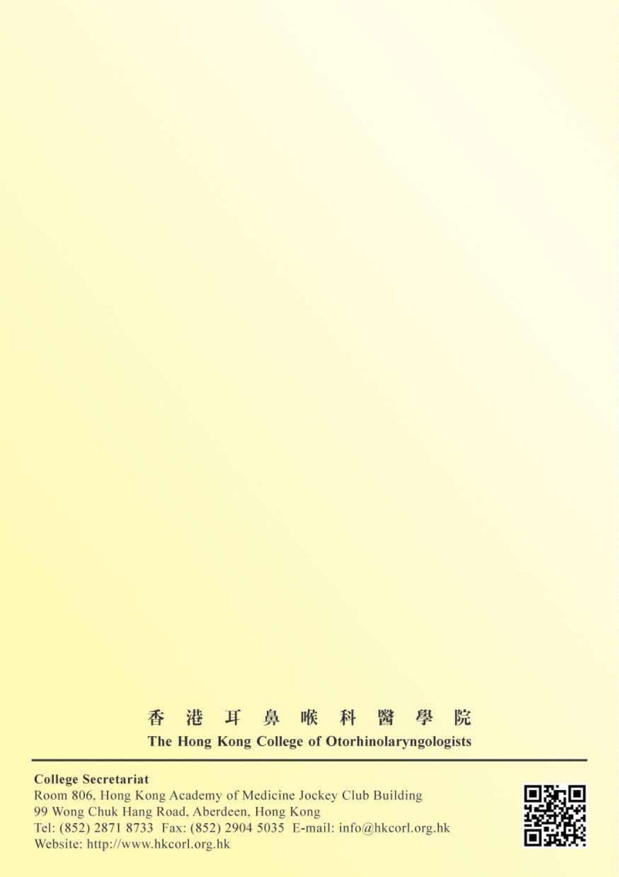香 港 耳 鼻 喉 科 醫 學 院

**The Hong Kong College of Otorhinolaryngologists**

**College Secretariat**

Room 806, Hong Kong Academy of Medicine Jockey Club Building
99 Wong Chuk Hang Road, Aberdeen, Hong Kong
Tel: (852) 2871 8733 Fax: (852) 2904 5035 E-mail: info@hkcorl.org.hk
Website: http://www.hkcorl.org.hk